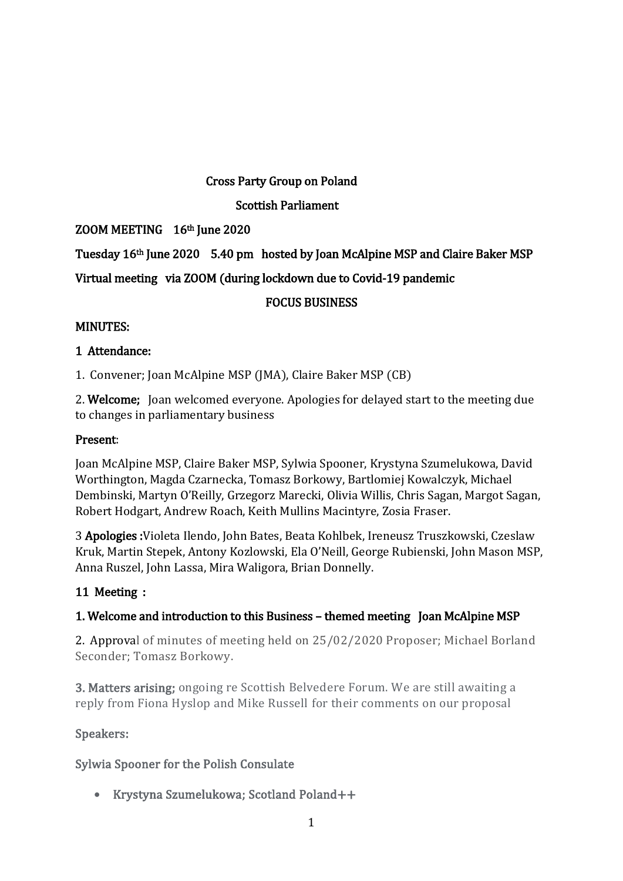Cross Party Group on Poland

Scottish Parliament

**ZOOM MEETING 16th June 2020**

**Tuesday 16th June 2020 5.40 pm hosted by Joan McAlpine MSP and Claire Baker MSP**

**Virtual meeting via ZOOM (during lockdown due to Covid-19 pandemic**

**FOCUS BUSINESS**

**MINUTES:**

**1 Attendance:**

1. Convener; Joan McAlpine MSP (JMA), Claire Baker MSP (CB)

2. **Welcome;** Joan welcomed everyone. Apologies for delayed start to the meeting due to changes in parliamentary business

**Present**:

Joan McAlpine MSP, Claire Baker MSP, Sylwia Spooner, Krystyna Szumelukowa, David Worthington, Magda Czarnecka, Tomasz Borkowy, Bartlomiej Kowalczyk, Michael Dembinski, Martyn O'Reilly, Grzegorz Marecki, Olivia Willis, Chris Sagan, Margot Sagan, Robert Hodgart, Andrew Roach, Keith Mullins Macintyre, Zosia Fraser.

3 **Apologies :**Violeta Ilendo, John Bates, Beata Kohlbek, Ireneusz Truszkowski, Czeslaw Kruk, Martin Stepek, Antony Kozlowski, Ela O'Neill, George Rubienski, John Mason MSP, Anna Ruszel, John Lassa, Mira Waligora, Brian Donnelly.

**11 Meeting :**

**1. Welcome and introduction to this Business – themed meeting Joan McAlpine MSP**

2. Approval of minutes of meeting held on 25/02/2020 Proposer; Michael Borland Seconder; Tomasz Borkowy.

**3. Matters arising;** ongoing re Scottish Belvedere Forum. We are still awaiting a reply from Fiona Hyslop and Mike Russell for their comments on our proposal

Speakers:

Sylwia Spooner for the Polish Consulate

- Krystyna Szumelukowa; Scotland Poland++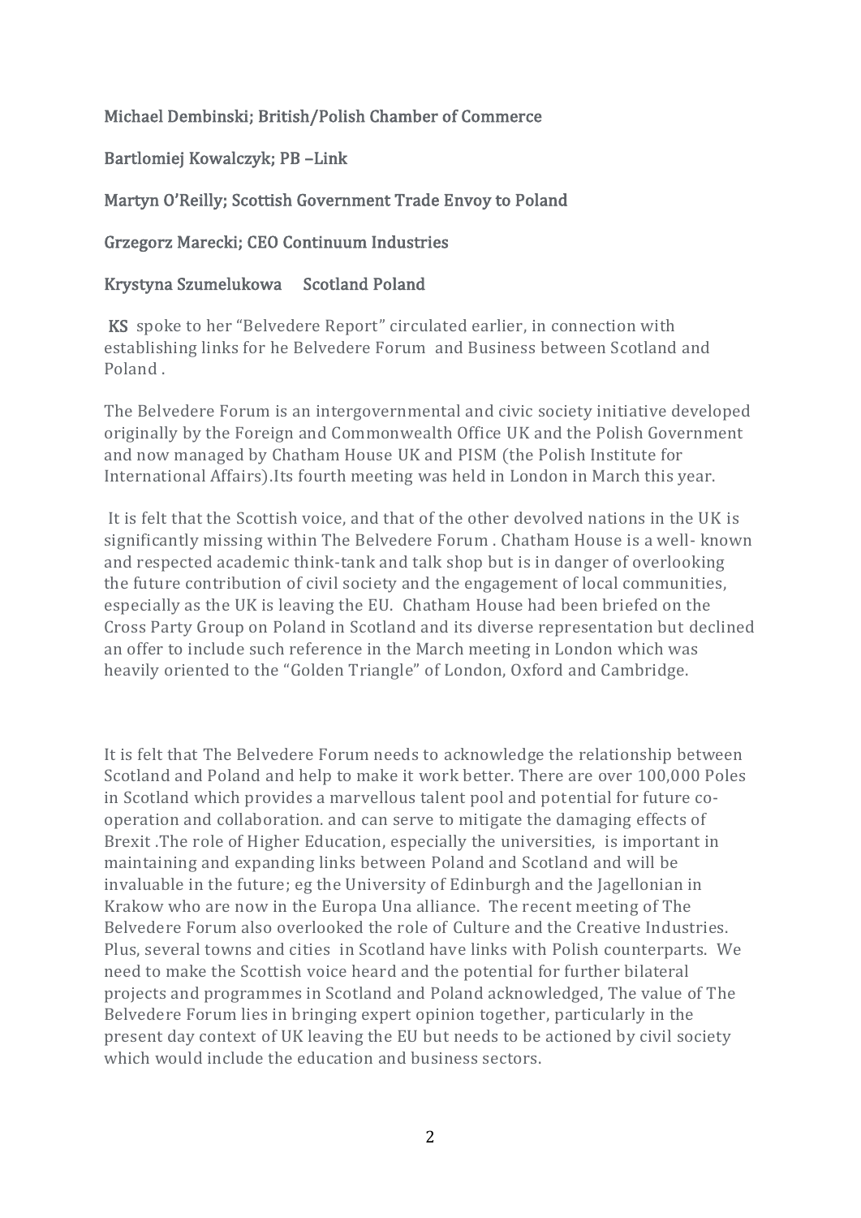**Michael Dembinski; British/Polish Chamber of Commerce**

**Bartlomiej Kowalczyk; PB –Link**

**Martyn O'Reilly; Scottish Government Trade Envoy to Poland**

**Grzegorz Marecki; CEO Continuum Industries**

**Krystyna Szumelukowa Scotland Poland**

**KS** spoke to her "Belvedere Report" circulated earlier, in connection with establishing links for he Belvedere Forum and Business between Scotland and Poland .

The Belvedere Forum is an intergovernmental and civic society initiative developed originally by the Foreign and Commonwealth Office UK and the Polish Government and now managed by Chatham House UK and PISM (the Polish Institute for International Affairs).Its fourth meeting was held in London in March this year.

It is felt that the Scottish voice, and that of the other devolved nations in the UK is significantly missing within The Belvedere Forum . Chatham House is a well- known and respected academic think-tank and talk shop but is in danger of overlooking the future contribution of civil society and the engagement of local communities, especially as the UK is leaving the EU. Chatham House had been briefed on the Cross Party Group on Poland in Scotland and its diverse representation but declined an offer to include such reference in the March meeting in London which was heavily oriented to the "Golden Triangle" of London, Oxford and Cambridge.

It is felt that The Belvedere Forum needs to acknowledge the relationship between Scotland and Poland and help to make it work better. There are over 100,000 Poles in Scotland which provides a marvellous talent pool and potential for future co-operation and collaboration. and can serve to mitigate the damaging effects of Brexit .The role of Higher Education, especially the universities, is important in maintaining and expanding links between Poland and Scotland and will be invaluable in the future; eg the University of Edinburgh and the Jagellonian in Krakow who are now in the Europa Una alliance. The recent meeting of The Belvedere Forum also overlooked the role of Culture and the Creative Industries. Plus, several towns and cities in Scotland have links with Polish counterparts. We need to make the Scottish voice heard and the potential for further bilateral projects and programmes in Scotland and Poland acknowledged, The value of The Belvedere Forum lies in bringing expert opinion together, particularly in the present day context of UK leaving the EU but needs to be actioned by civil society which would include the education and business sectors.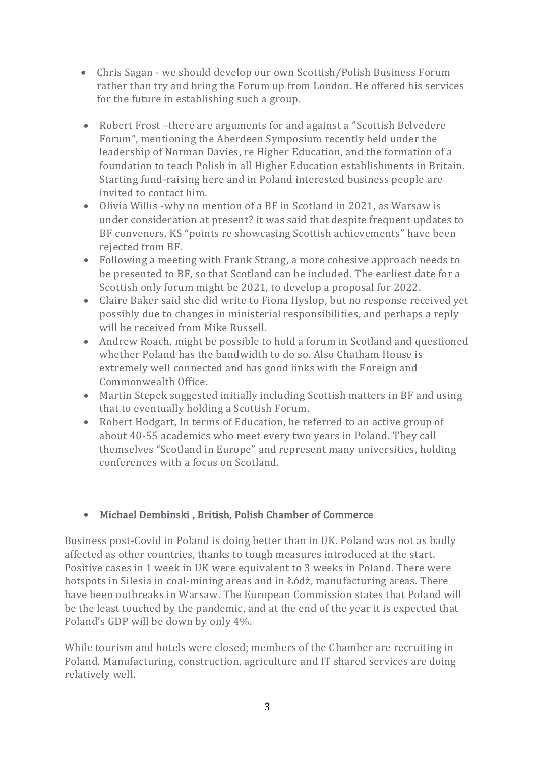- Chris Sagan - we should develop our own Scottish/Polish Business Forum rather than try and bring the Forum up from London. He offered his services for the future in establishing such a group.

- Robert Frost –there are arguments for and against a "Scottish Belvedere Forum", mentioning the Aberdeen Symposium recently held under the leadership of Norman Davies, re Higher Education, and the formation of a foundation to teach Polish in all Higher Education establishments in Britain. Starting fund-raising here and in Poland interested business people are invited to contact him.
- Olivia Willis -why no mention of a BF in Scotland in 2021, as Warsaw is under consideration at present? it was said that despite frequent updates to BF conveners, KS "points re showcasing Scottish achievements" have been rejected from BF.
- Following a meeting with Frank Strang, a more cohesive approach needs to be presented to BF, so that Scotland can be included. The earliest date for a Scottish only forum might be 2021, to develop a proposal for 2022.
- Claire Baker said she did write to Fiona Hyslop, but no response received yet possibly due to changes in ministerial responsibilities, and perhaps a reply will be received from Mike Russell.
- Andrew Roach, might be possible to hold a forum in Scotland and questioned whether Poland has the bandwidth to do so. Also Chatham House is extremely well connected and has good links with the Foreign and Commonwealth Office.
- Martin Stepek suggested initially including Scottish matters in BF and using that to eventually holding a Scottish Forum.
- Robert Hodgart, In terms of Education, he referred to an active group of about 40-55 academics who meet every two years in Poland. They call themselves "Scotland in Europe" and represent many universities, holding conferences with a focus on Scotland.

- **Michael Dembinski , British, Polish Chamber of Commerce**

Business post-Covid in Poland is doing better than in UK. Poland was not as badly affected as other countries, thanks to tough measures introduced at the start. Positive cases in 1 week in UK were equivalent to 3 weeks in Poland. There were hotspots in Silesia in coal-mining areas and in Łódź, manufacturing areas. There have been outbreaks in Warsaw. The European Commission states that Poland will be the least touched by the pandemic, and at the end of the year it is expected that Poland's GDP will be down by only 4%.

While tourism and hotels were closed; members of the Chamber are recruiting in Poland. Manufacturing, construction, agriculture and IT shared services are doing relatively well.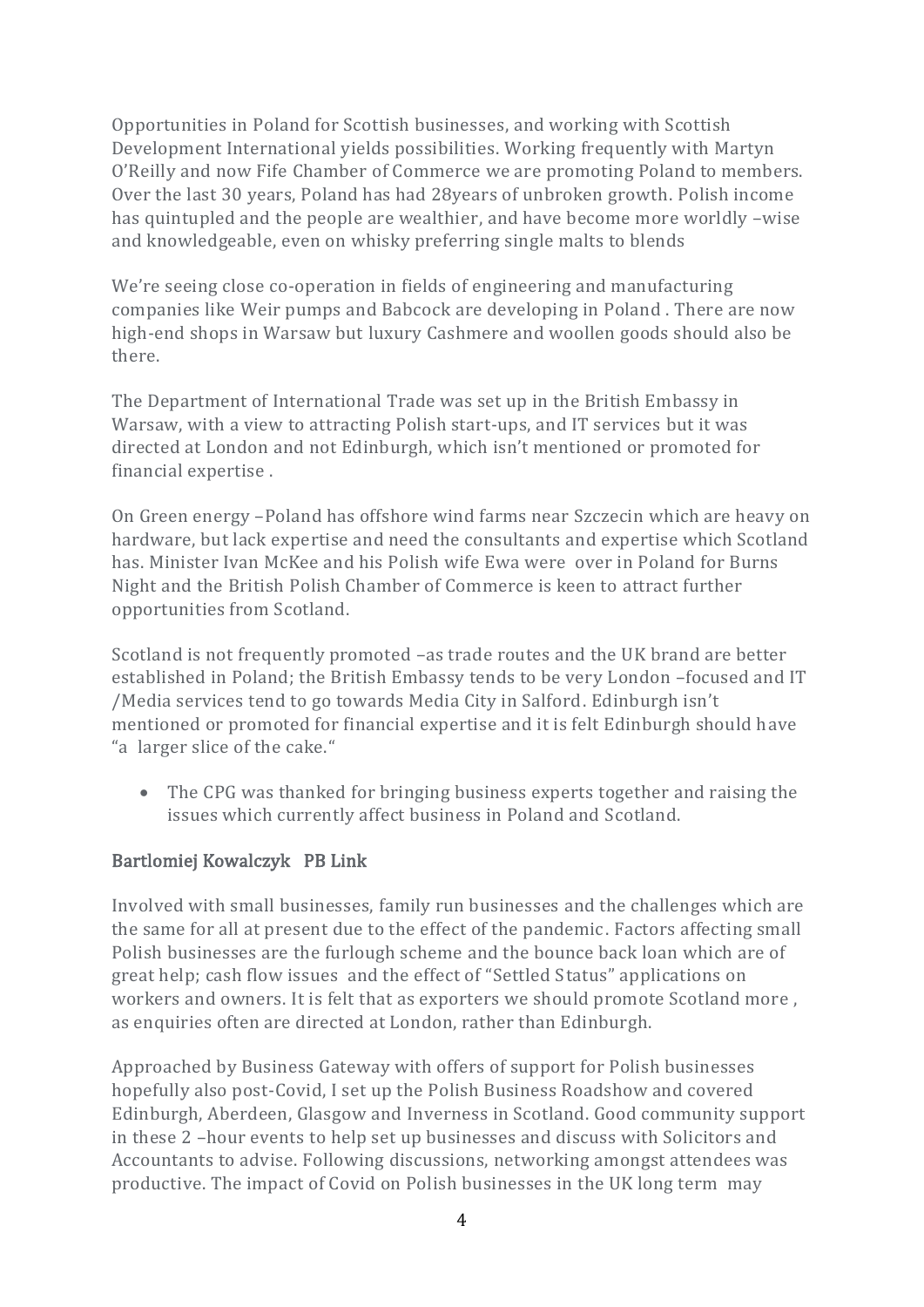Opportunities in Poland for Scottish businesses, and working with Scottish Development International yields possibilities. Working frequently with Martyn O'Reilly and now Fife Chamber of Commerce we are promoting Poland to members. Over the last 30 years, Poland has had 28years of unbroken growth. Polish income has quintupled and the people are wealthier, and have become more worldly –wise and knowledgeable, even on whisky preferring single malts to blends

We're seeing close co-operation in fields of engineering and manufacturing companies like Weir pumps and Babcock are developing in Poland . There are now high-end shops in Warsaw but luxury Cashmere and woollen goods should also be there.

The Department of International Trade was set up in the British Embassy in Warsaw, with a view to attracting Polish start-ups, and IT services but it was directed at London and not Edinburgh, which isn't mentioned or promoted for financial expertise .

On Green energy –Poland has offshore wind farms near Szczecin which are heavy on hardware, but lack expertise and need the consultants and expertise which Scotland has. Minister Ivan McKee and his Polish wife Ewa were over in Poland for Burns Night and the British Polish Chamber of Commerce is keen to attract further opportunities from Scotland.

Scotland is not frequently promoted –as trade routes and the UK brand are better established in Poland; the British Embassy tends to be very London –focused and IT /Media services tend to go towards Media City in Salford. Edinburgh isn't mentioned or promoted for financial expertise and it is felt Edinburgh should have "a larger slice of the cake."

- The CPG was thanked for bringing business experts together and raising the issues which currently affect business in Poland and Scotland.

### Bartlomiej Kowalczyk PB Link

Involved with small businesses, family run businesses and the challenges which are the same for all at present due to the effect of the pandemic. Factors affecting small Polish businesses are the furlough scheme and the bounce back loan which are of great help; cash flow issues and the effect of "Settled Status" applications on workers and owners. It is felt that as exporters we should promote Scotland more , as enquiries often are directed at London, rather than Edinburgh.

Approached by Business Gateway with offers of support for Polish businesses hopefully also post-Covid, I set up the Polish Business Roadshow and covered Edinburgh, Aberdeen, Glasgow and Inverness in Scotland. Good community support in these 2 –hour events to help set up businesses and discuss with Solicitors and Accountants to advise. Following discussions, networking amongst attendees was productive. The impact of Covid on Polish businesses in the UK long term may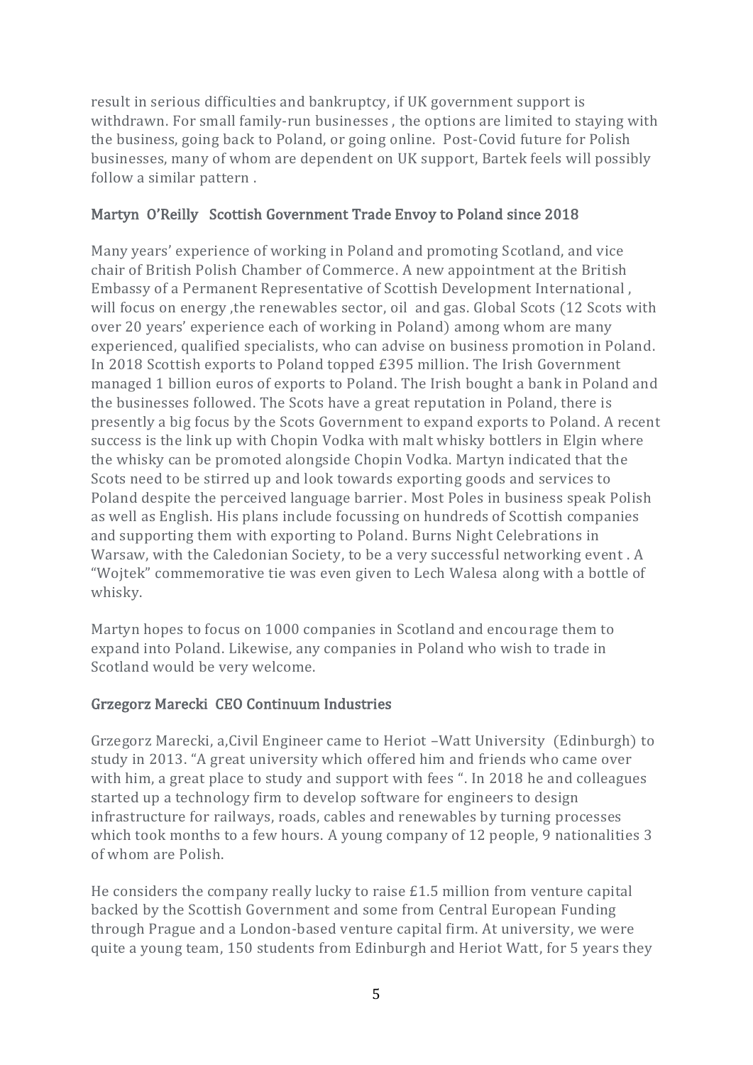result in serious difficulties and bankruptcy, if UK government support is withdrawn. For small family-run businesses , the options are limited to staying with the business, going back to Poland, or going online. Post-Covid future for Polish businesses, many of whom are dependent on UK support, Bartek feels will possibly follow a similar pattern .

### Martyn O'Reilly Scottish Government Trade Envoy to Poland since 2018

Many years' experience of working in Poland and promoting Scotland, and vice chair of British Polish Chamber of Commerce. A new appointment at the British Embassy of a Permanent Representative of Scottish Development International , will focus on energy ,the renewables sector, oil and gas. Global Scots (12 Scots with over 20 years' experience each of working in Poland) among whom are many experienced, qualified specialists, who can advise on business promotion in Poland. In 2018 Scottish exports to Poland topped £395 million. The Irish Government managed 1 billion euros of exports to Poland. The Irish bought a bank in Poland and the businesses followed. The Scots have a great reputation in Poland, there is presently a big focus by the Scots Government to expand exports to Poland. A recent success is the link up with Chopin Vodka with malt whisky bottlers in Elgin where the whisky can be promoted alongside Chopin Vodka. Martyn indicated that the Scots need to be stirred up and look towards exporting goods and services to Poland despite the perceived language barrier. Most Poles in business speak Polish as well as English. His plans include focussing on hundreds of Scottish companies and supporting them with exporting to Poland. Burns Night Celebrations in Warsaw, with the Caledonian Society, to be a very successful networking event . A "Wojtek" commemorative tie was even given to Lech Walesa along with a bottle of whisky.

Martyn hopes to focus on 1000 companies in Scotland and encourage them to expand into Poland. Likewise, any companies in Poland who wish to trade in Scotland would be very welcome.

### Grzegorz Marecki CEO Continuum Industries

Grzegorz Marecki, a,Civil Engineer came to Heriot –Watt University (Edinburgh) to study in 2013. "A great university which offered him and friends who came over with him, a great place to study and support with fees ". In 2018 he and colleagues started up a technology firm to develop software for engineers to design infrastructure for railways, roads, cables and renewables by turning processes which took months to a few hours. A young company of 12 people, 9 nationalities 3 of whom are Polish.

He considers the company really lucky to raise £1.5 million from venture capital backed by the Scottish Government and some from Central European Funding through Prague and a London-based venture capital firm. At university, we were quite a young team, 150 students from Edinburgh and Heriot Watt, for 5 years they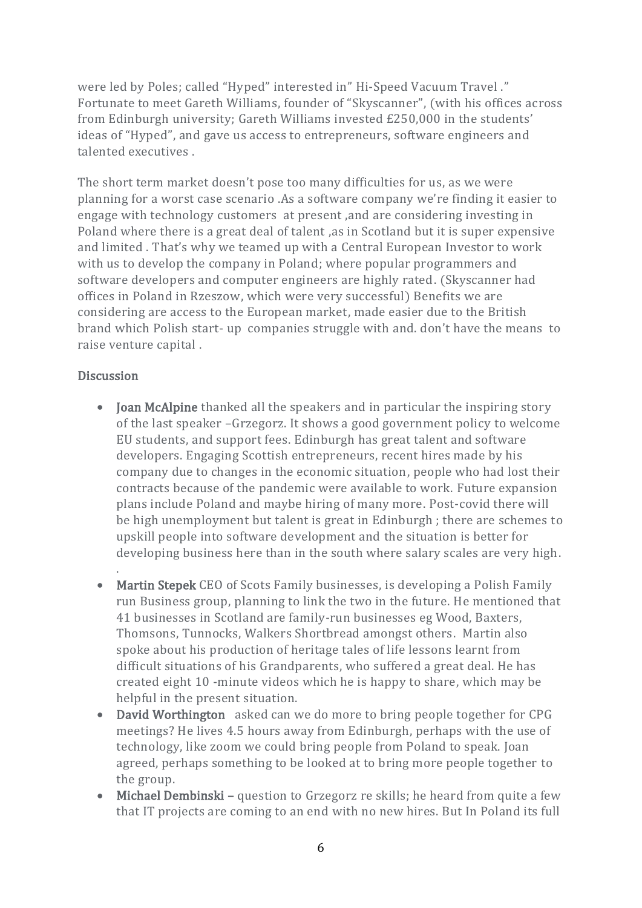were led by Poles; called "Hyped" interested in" Hi-Speed Vacuum Travel ." Fortunate to meet Gareth Williams, founder of "Skyscanner", (with his offices across from Edinburgh university; Gareth Williams invested £250,000 in the students' ideas of "Hyped", and gave us access to entrepreneurs, software engineers and talented executives .

The short term market doesn't pose too many difficulties for us, as we were planning for a worst case scenario .As a software company we're finding it easier to engage with technology customers at present ,and are considering investing in Poland where there is a great deal of talent ,as in Scotland but it is super expensive and limited . That's why we teamed up with a Central European Investor to work with us to develop the company in Poland; where popular programmers and software developers and computer engineers are highly rated. (Skyscanner had offices in Poland in Rzeszow, which were very successful) Benefits we are considering are access to the European market, made easier due to the British brand which Polish start- up companies struggle with and. don't have the means to raise venture capital .

## Discussion

- **Joan McAlpine** thanked all the speakers and in particular the inspiring story of the last speaker –Grzegorz. It shows a good government policy to welcome EU students, and support fees. Edinburgh has great talent and software developers. Engaging Scottish entrepreneurs, recent hires made by his company due to changes in the economic situation, people who had lost their contracts because of the pandemic were available to work. Future expansion plans include Poland and maybe hiring of many more. Post-covid there will be high unemployment but talent is great in Edinburgh ; there are schemes to upskill people into software development and the situation is better for developing business here than in the south where salary scales are very high.
.
- **Martin Stepek** CEO of Scots Family businesses, is developing a Polish Family run Business group, planning to link the two in the future. He mentioned that 41 businesses in Scotland are family-run businesses eg Wood, Baxters, Thomsons, Tunnocks, Walkers Shortbread amongst others. Martin also spoke about his production of heritage tales of life lessons learnt from difficult situations of his Grandparents, who suffered a great deal. He has created eight 10 -minute videos which he is happy to share, which may be helpful in the present situation.
- **David Worthington** asked can we do more to bring people together for CPG meetings? He lives 4.5 hours away from Edinburgh, perhaps with the use of technology, like zoom we could bring people from Poland to speak. Joan agreed, perhaps something to be looked at to bring more people together to the group.
- **Michael Dembinski –** question to Grzegorz re skills; he heard from quite a few that IT projects are coming to an end with no new hires. But In Poland its full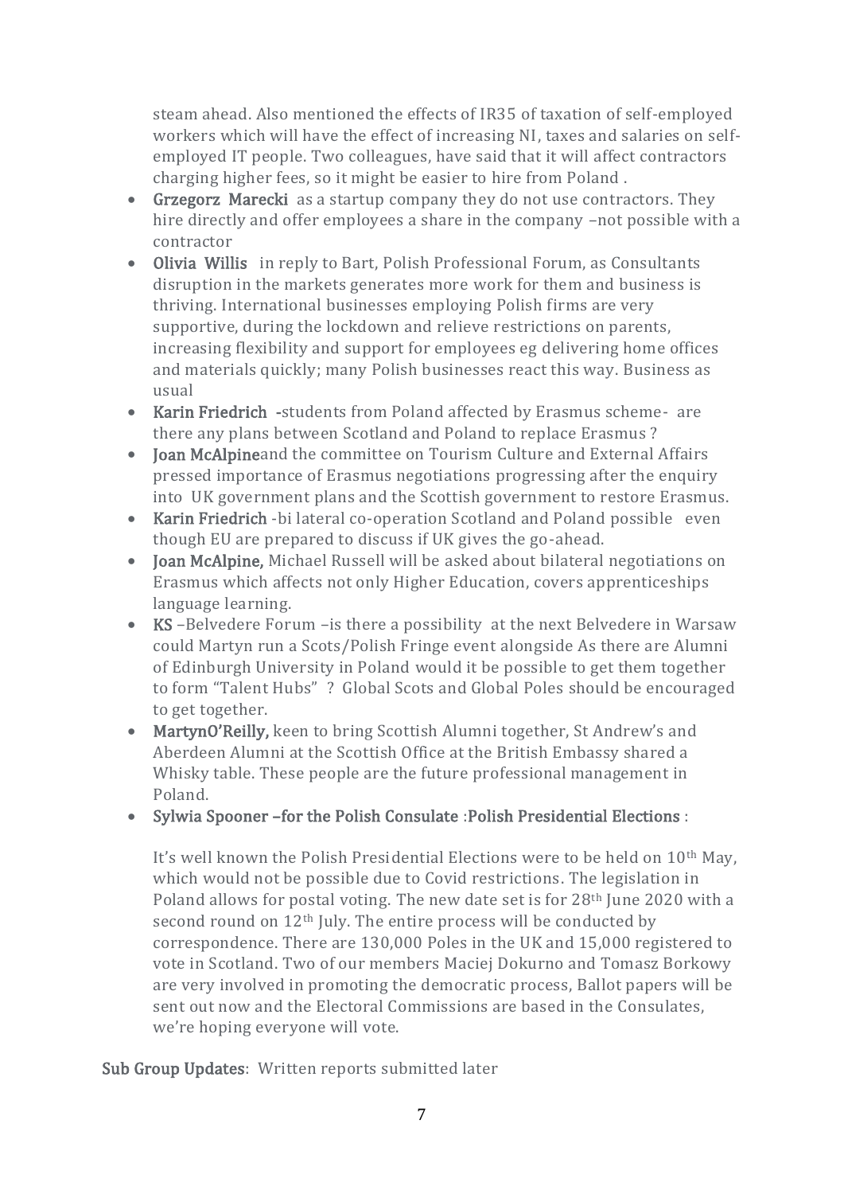steam ahead. Also mentioned the effects of IR35 of taxation of self-employed workers which will have the effect of increasing NI, taxes and salaries on self-employed IT people. Two colleagues, have said that it will affect contractors charging higher fees, so it might be easier to hire from Poland .

- **Grzegorz Marecki** as a startup company they do not use contractors. They hire directly and offer employees a share in the company –not possible with a contractor
- **Olivia Willis** in reply to Bart, Polish Professional Forum, as Consultants disruption in the markets generates more work for them and business is thriving. International businesses employing Polish firms are very supportive, during the lockdown and relieve restrictions on parents, increasing flexibility and support for employees eg delivering home offices and materials quickly; many Polish businesses react this way. Business as usual
- **Karin Friedrich** -students from Poland affected by Erasmus scheme- are there any plans between Scotland and Poland to replace Erasmus ?
- **Joan McAlpine**and the committee on Tourism Culture and External Affairs pressed importance of Erasmus negotiations progressing after the enquiry into UK government plans and the Scottish government to restore Erasmus.
- **Karin Friedrich** -bi lateral co-operation Scotland and Poland possible even though EU are prepared to discuss if UK gives the go-ahead.
- **Joan McAlpine,** Michael Russell will be asked about bilateral negotiations on Erasmus which affects not only Higher Education, covers apprenticeships language learning.
- **KS** –Belvedere Forum –is there a possibility at the next Belvedere in Warsaw could Martyn run a Scots/Polish Fringe event alongside As there are Alumni of Edinburgh University in Poland would it be possible to get them together to form "Talent Hubs" ? Global Scots and Global Poles should be encouraged to get together.
- **MartynO'Reilly,** keen to bring Scottish Alumni together, St Andrew's and Aberdeen Alumni at the Scottish Office at the British Embassy shared a Whisky table. These people are the future professional management in Poland.
- **Sylwia Spooner –for the Polish Consulate** :**Polish Presidential Elections** :

  It's well known the Polish Presidential Elections were to be held on 10th May, which would not be possible due to Covid restrictions. The legislation in Poland allows for postal voting. The new date set is for 28th June 2020 with a second round on 12th July. The entire process will be conducted by correspondence. There are 130,000 Poles in the UK and 15,000 registered to vote in Scotland. Two of our members Maciej Dokurno and Tomasz Borkowy are very involved in promoting the democratic process, Ballot papers will be sent out now and the Electoral Commissions are based in the Consulates, we're hoping everyone will vote.

**Sub Group Updates**: Written reports submitted later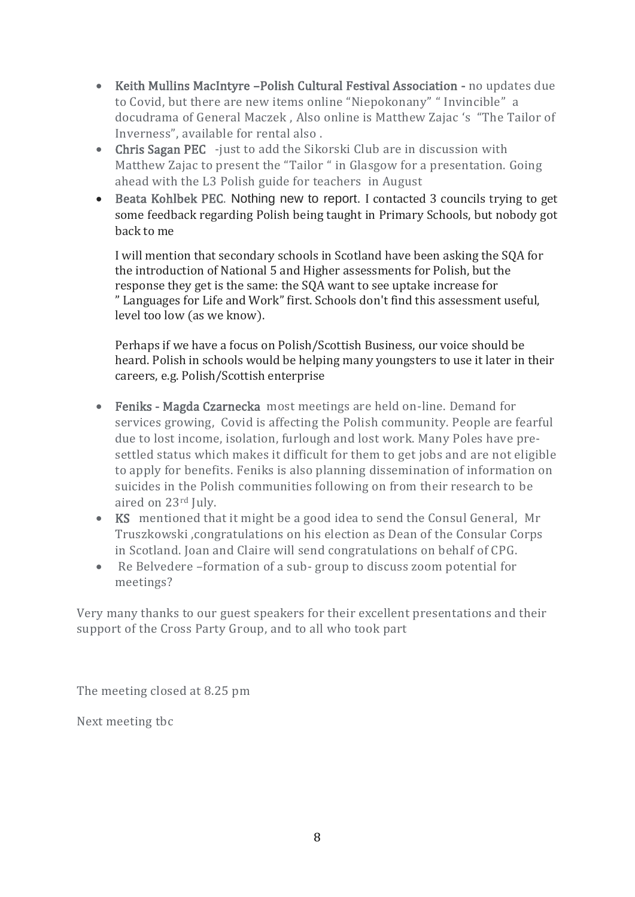- **Keith Mullins MacIntyre –Polish Cultural Festival Association -** no updates due to Covid, but there are new items online "Niepokonany" " Invincible" a docudrama of General Maczek , Also online is Matthew Zajac 's "The Tailor of Inverness", available for rental also .
- **Chris Sagan PEC** -just to add the Sikorski Club are in discussion with Matthew Zajac to present the "Tailor " in Glasgow for a presentation. Going ahead with the L3 Polish guide for teachers in August
- **Beata Kohlbek PEC**. Nothing new to report. I contacted 3 councils trying to get some feedback regarding Polish being taught in Primary Schools, but nobody got back to me

  I will mention that secondary schools in Scotland have been asking the SQA for the introduction of National 5 and Higher assessments for Polish, but the response they get is the same: the SQA want to see uptake increase for " Languages for Life and Work" first. Schools don't find this assessment useful, level too low (as we know).

  Perhaps if we have a focus on Polish/Scottish Business, our voice should be heard. Polish in schools would be helping many youngsters to use it later in their careers, e.g. Polish/Scottish enterprise

- **Feniks - Magda Czarnecka** most meetings are held on-line. Demand for services growing, Covid is affecting the Polish community. People are fearful due to lost income, isolation, furlough and lost work. Many Poles have pre-settled status which makes it difficult for them to get jobs and are not eligible to apply for benefits. Feniks is also planning dissemination of information on suicides in the Polish communities following on from their research to be aired on 23rd July.
- **KS** mentioned that it might be a good idea to send the Consul General, Mr Truszkowski ,congratulations on his election as Dean of the Consular Corps in Scotland. Joan and Claire will send congratulations on behalf of CPG.
- Re Belvedere –formation of a sub- group to discuss zoom potential for meetings?

Very many thanks to our guest speakers for their excellent presentations and their support of the Cross Party Group, and to all who took part

The meeting closed at 8.25 pm

Next meeting tbc